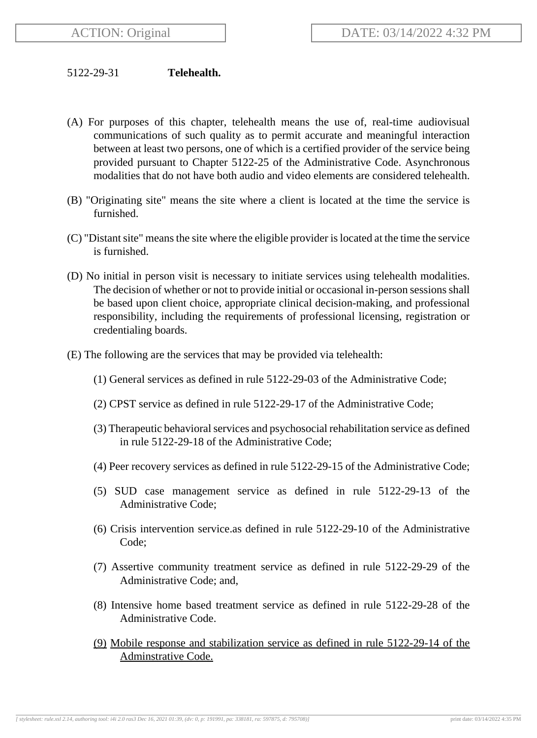ACTION: Original

DATE: 03/14/2022 4:32 PM

5122-29-31 **Telehealth.**

(A) For purposes of this chapter, telehealth means the use of, real-time audiovisual communications of such quality as to permit accurate and meaningful interaction between at least two persons, one of which is a certified provider of the service being provided pursuant to Chapter 5122-25 of the Administrative Code. Asynchronous modalities that do not have both audio and video elements are considered telehealth.

(B) "Originating site" means the site where a client is located at the time the service is furnished.

(C) "Distant site" means the site where the eligible provider is located at the time the service is furnished.

(D) No initial in person visit is necessary to initiate services using telehealth modalities. The decision of whether or not to provide initial or occasional in-person sessions shall be based upon client choice, appropriate clinical decision-making, and professional responsibility, including the requirements of professional licensing, registration or credentialing boards.

(E) The following are the services that may be provided via telehealth:

(1) General services as defined in rule 5122-29-03 of the Administrative Code;

(2) CPST service as defined in rule 5122-29-17 of the Administrative Code;

(3) Therapeutic behavioral services and psychosocial rehabilitation service as defined in rule 5122-29-18 of the Administrative Code;

(4) Peer recovery services as defined in rule 5122-29-15 of the Administrative Code;

(5) SUD case management service as defined in rule 5122-29-13 of the Administrative Code;

(6) Crisis intervention service.as defined in rule 5122-29-10 of the Administrative Code;

(7) Assertive community treatment service as defined in rule 5122-29-29 of the Administrative Code; and,

(8) Intensive home based treatment service as defined in rule 5122-29-28 of the Administrative Code.

(9) Mobile response and stabilization service as defined in rule 5122-29-14 of the Adminstrative Code.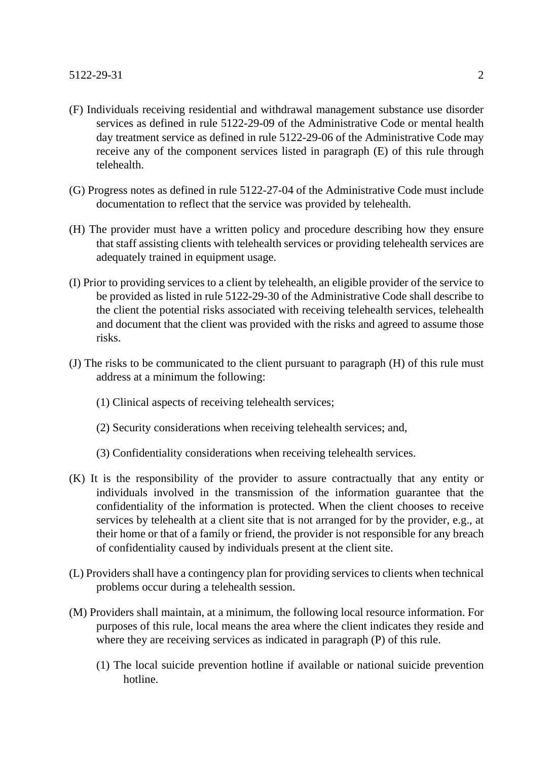(F) Individuals receiving residential and withdrawal management substance use disorder services as defined in rule 5122-29-09 of the Administrative Code or mental health day treatment service as defined in rule 5122-29-06 of the Administrative Code may receive any of the component services listed in paragraph (E) of this rule through telehealth.

(G) Progress notes as defined in rule 5122-27-04 of the Administrative Code must include documentation to reflect that the service was provided by telehealth.

(H) The provider must have a written policy and procedure describing how they ensure that staff assisting clients with telehealth services or providing telehealth services are adequately trained in equipment usage.

(I) Prior to providing services to a client by telehealth, an eligible provider of the service to be provided as listed in rule 5122-29-30 of the Administrative Code shall describe to the client the potential risks associated with receiving telehealth services, telehealth and document that the client was provided with the risks and agreed to assume those risks.

(J) The risks to be communicated to the client pursuant to paragraph (H) of this rule must address at a minimum the following:

(1) Clinical aspects of receiving telehealth services;

(2) Security considerations when receiving telehealth services; and,

(3) Confidentiality considerations when receiving telehealth services.

(K) It is the responsibility of the provider to assure contractually that any entity or individuals involved in the transmission of the information guarantee that the confidentiality of the information is protected. When the client chooses to receive services by telehealth at a client site that is not arranged for by the provider, e.g., at their home or that of a family or friend, the provider is not responsible for any breach of confidentiality caused by individuals present at the client site.

(L) Providers shall have a contingency plan for providing services to clients when technical problems occur during a telehealth session.

(M) Providers shall maintain, at a minimum, the following local resource information. For purposes of this rule, local means the area where the client indicates they reside and where they are receiving services as indicated in paragraph (P) of this rule.

(1) The local suicide prevention hotline if available or national suicide prevention hotline.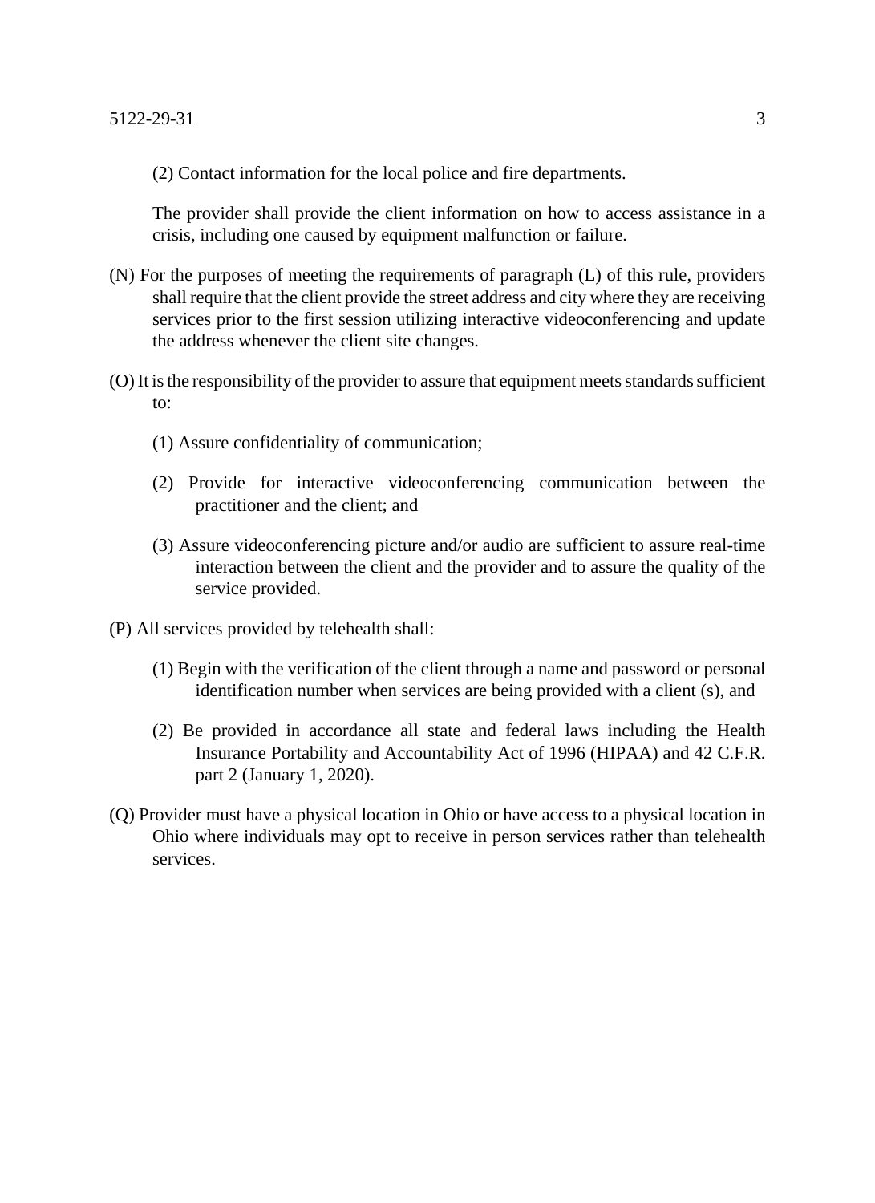(2) Contact information for the local police and fire departments.

The provider shall provide the client information on how to access assistance in a crisis, including one caused by equipment malfunction or failure.

(N) For the purposes of meeting the requirements of paragraph (L) of this rule, providers shall require that the client provide the street address and city where they are receiving services prior to the first session utilizing interactive videoconferencing and update the address whenever the client site changes.

(O) It is the responsibility of the provider to assure that equipment meets standards sufficient to:

(1) Assure confidentiality of communication;

(2) Provide for interactive videoconferencing communication between the practitioner and the client; and

(3) Assure videoconferencing picture and/or audio are sufficient to assure real-time interaction between the client and the provider and to assure the quality of the service provided.

(P) All services provided by telehealth shall:

(1) Begin with the verification of the client through a name and password or personal identification number when services are being provided with a client (s), and

(2) Be provided in accordance all state and federal laws including the Health Insurance Portability and Accountability Act of 1996 (HIPAA) and 42 C.F.R. part 2 (January 1, 2020).

(Q) Provider must have a physical location in Ohio or have access to a physical location in Ohio where individuals may opt to receive in person services rather than telehealth services.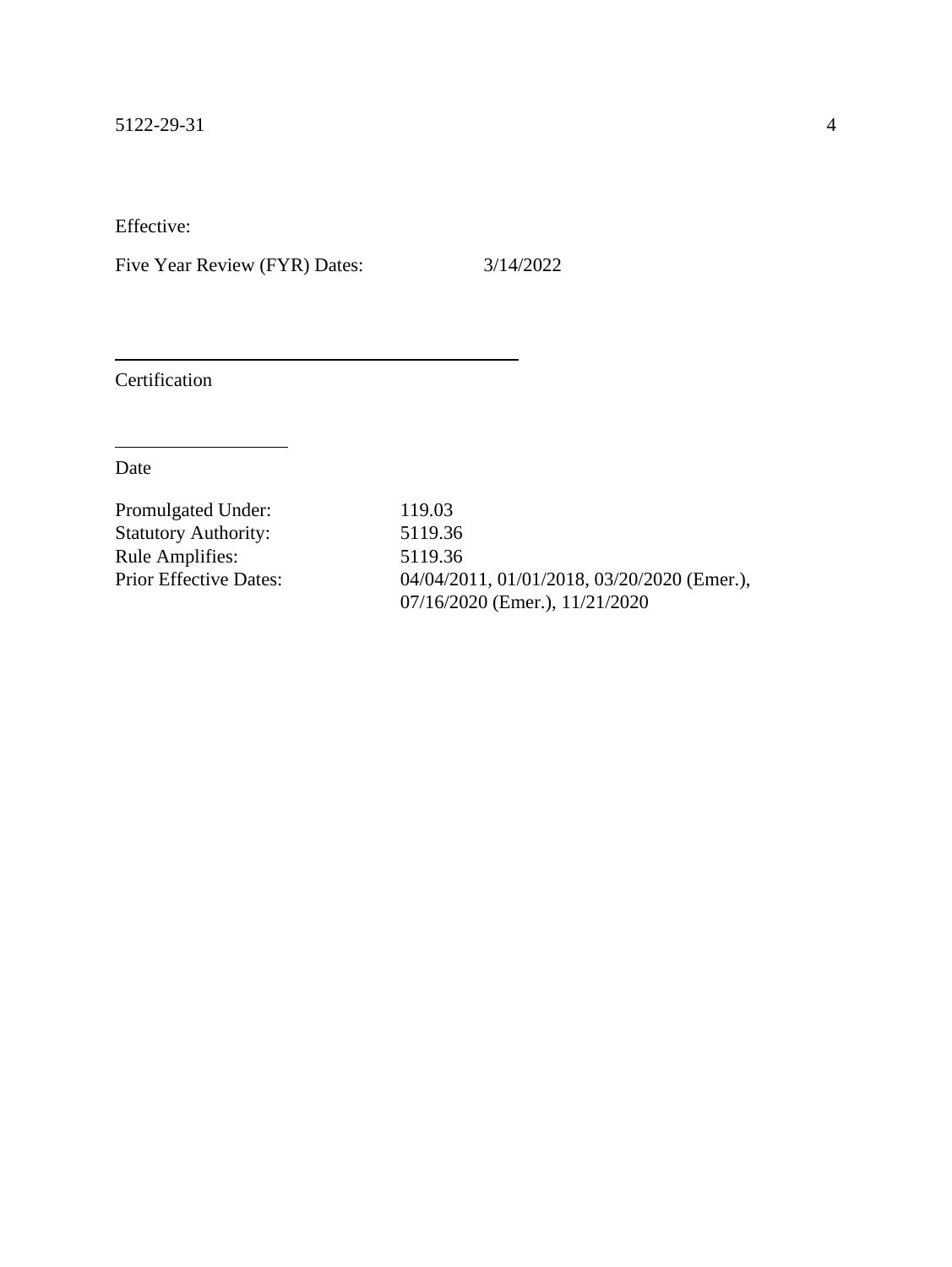Effective:

Five Year Review (FYR) Dates: 3/14/2022

\_\_\_\_\_\_\_\_\_\_\_\_\_\_\_\_\_\_\_\_\_\_\_\_\_\_\_\_\_\_\_\_\_\_\_\_\_\_\_\_

Certification

\_\_\_\_\_\_\_\_\_\_\_\_\_\_\_\_\_

Date

| | |
|---|---|
| Promulgated Under: | 119.03 |
| Statutory Authority: | 5119.36 |
| Rule Amplifies: | 5119.36 |
| Prior Effective Dates: | 04/04/2011, 01/01/2018, 03/20/2020 (Emer.), 07/16/2020 (Emer.), 11/21/2020 |